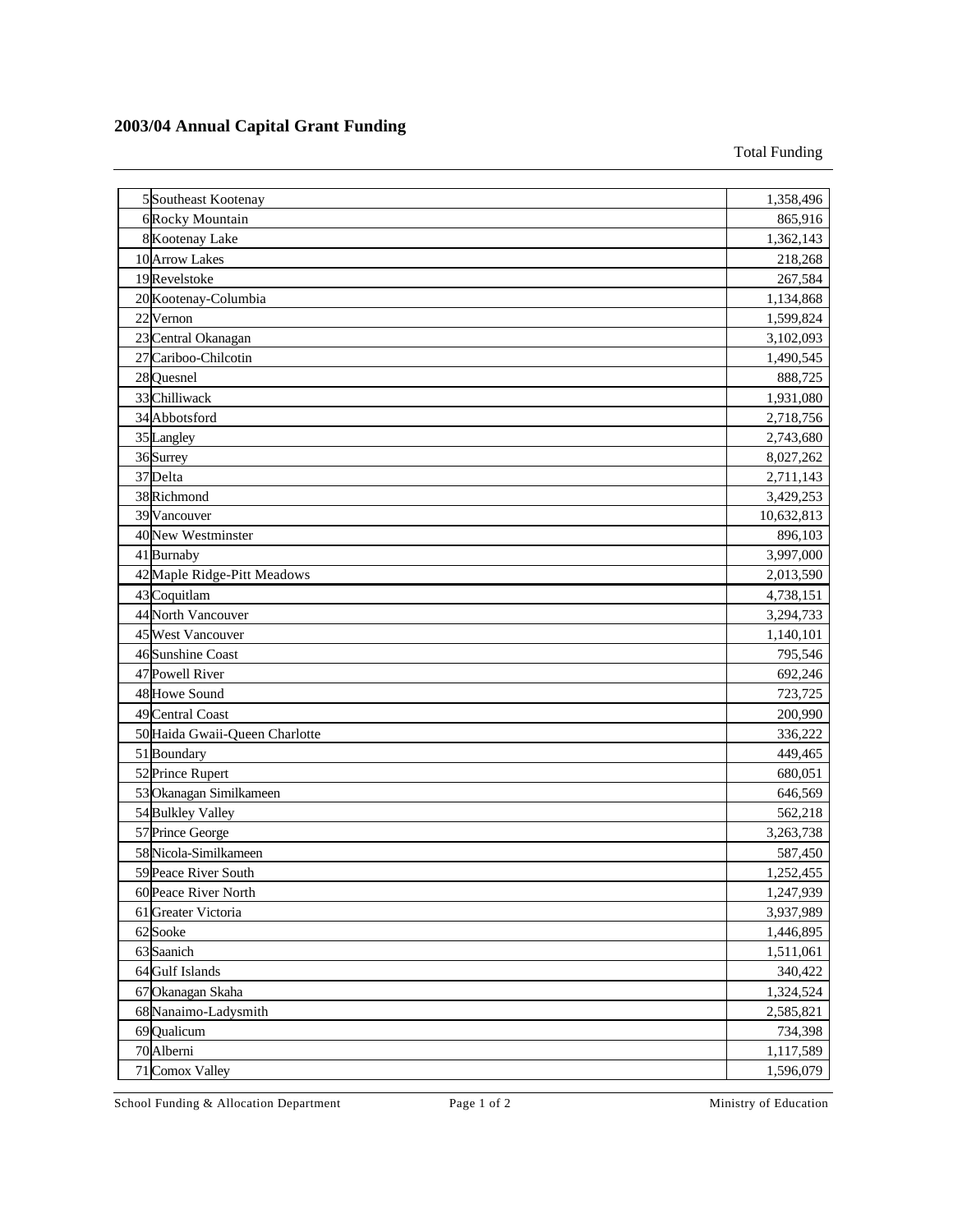## 2003/04 Annual Capital Grant Funding

| | | Total Funding |
|---|---|---|
| 5 | Southeast Kootenay | 1,358,496 |
| 6 | Rocky Mountain | 865,916 |
| 8 | Kootenay Lake | 1,362,143 |
| 10 | Arrow Lakes | 218,268 |
| 19 | Revelstoke | 267,584 |
| 20 | Kootenay-Columbia | 1,134,868 |
| 22 | Vernon | 1,599,824 |
| 23 | Central Okanagan | 3,102,093 |
| 27 | Cariboo-Chilcotin | 1,490,545 |
| 28 | Quesnel | 888,725 |
| 33 | Chilliwack | 1,931,080 |
| 34 | Abbotsford | 2,718,756 |
| 35 | Langley | 2,743,680 |
| 36 | Surrey | 8,027,262 |
| 37 | Delta | 2,711,143 |
| 38 | Richmond | 3,429,253 |
| 39 | Vancouver | 10,632,813 |
| 40 | New Westminster | 896,103 |
| 41 | Burnaby | 3,997,000 |
| 42 | Maple Ridge-Pitt Meadows | 2,013,590 |
| 43 | Coquitlam | 4,738,151 |
| 44 | North Vancouver | 3,294,733 |
| 45 | West Vancouver | 1,140,101 |
| 46 | Sunshine Coast | 795,546 |
| 47 | Powell River | 692,246 |
| 48 | Howe Sound | 723,725 |
| 49 | Central Coast | 200,990 |
| 50 | Haida Gwaii-Queen Charlotte | 336,222 |
| 51 | Boundary | 449,465 |
| 52 | Prince Rupert | 680,051 |
| 53 | Okanagan Similkameen | 646,569 |
| 54 | Bulkley Valley | 562,218 |
| 57 | Prince George | 3,263,738 |
| 58 | Nicola-Similkameen | 587,450 |
| 59 | Peace River South | 1,252,455 |
| 60 | Peace River North | 1,247,939 |
| 61 | Greater Victoria | 3,937,989 |
| 62 | Sooke | 1,446,895 |
| 63 | Saanich | 1,511,061 |
| 64 | Gulf Islands | 340,422 |
| 67 | Okanagan Skaha | 1,324,524 |
| 68 | Nanaimo-Ladysmith | 2,585,821 |
| 69 | Qualicum | 734,398 |
| 70 | Alberni | 1,117,589 |
| 71 | Comox Valley | 1,596,079 |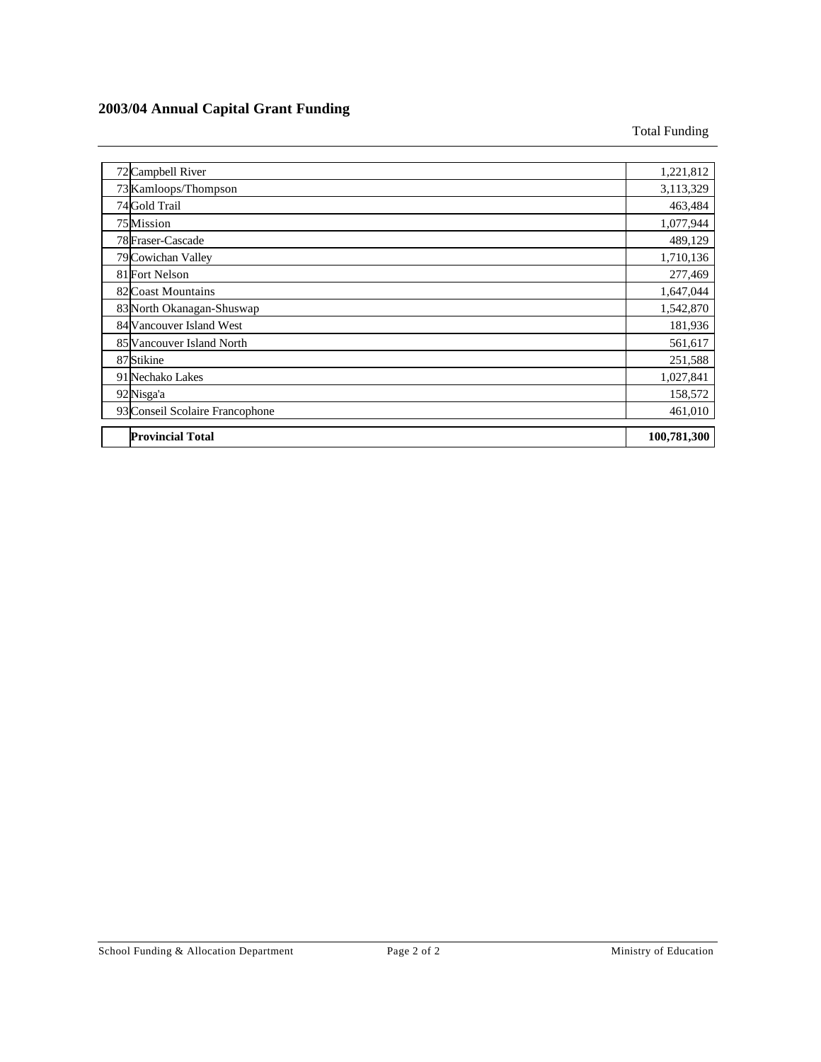## 2003/04 Annual Capital Grant Funding

| | | Total Funding |
|---|---|---|
| 72 | Campbell River | 1,221,812 |
| 73 | Kamloops/Thompson | 3,113,329 |
| 74 | Gold Trail | 463,484 |
| 75 | Mission | 1,077,944 |
| 78 | Fraser-Cascade | 489,129 |
| 79 | Cowichan Valley | 1,710,136 |
| 81 | Fort Nelson | 277,469 |
| 82 | Coast Mountains | 1,647,044 |
| 83 | North Okanagan-Shuswap | 1,542,870 |
| 84 | Vancouver Island West | 181,936 |
| 85 | Vancouver Island North | 561,617 |
| 87 | Stikine | 251,588 |
| 91 | Nechako Lakes | 1,027,841 |
| 92 | Nisga'a | 158,572 |
| 93 | Conseil Scolaire Francophone | 461,010 |
| | **Provincial Total** | **100,781,300** |

School Funding & Allocation Department — Ministry of Education